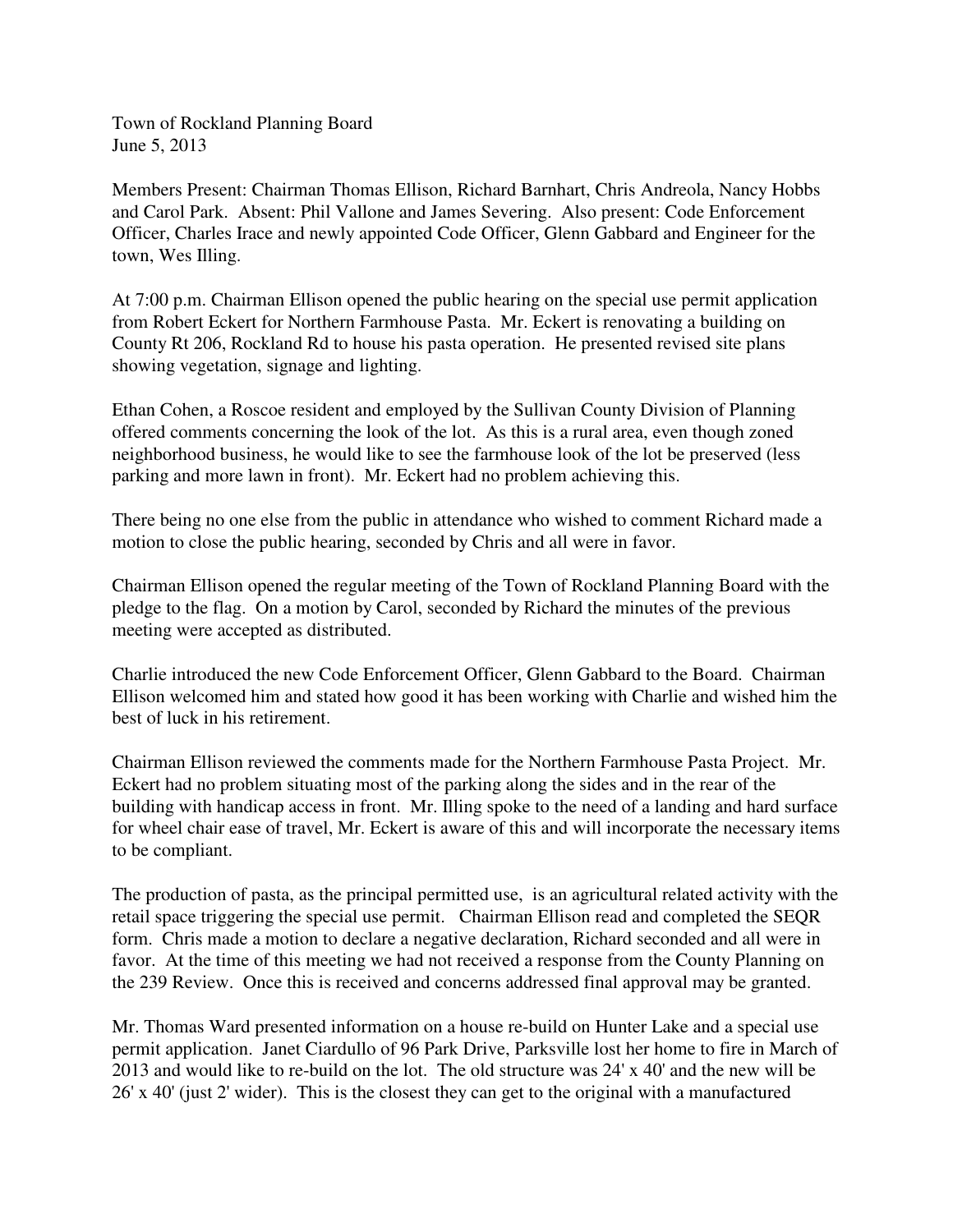Town of Rockland Planning Board
June 5, 2013

Members Present: Chairman Thomas Ellison, Richard Barnhart, Chris Andreola, Nancy Hobbs and Carol Park. Absent: Phil Vallone and James Severing. Also present: Code Enforcement Officer, Charles Irace and newly appointed Code Officer, Glenn Gabbard and Engineer for the town, Wes Illing.

At 7:00 p.m. Chairman Ellison opened the public hearing on the special use permit application from Robert Eckert for Northern Farmhouse Pasta. Mr. Eckert is renovating a building on County Rt 206, Rockland Rd to house his pasta operation. He presented revised site plans showing vegetation, signage and lighting.

Ethan Cohen, a Roscoe resident and employed by the Sullivan County Division of Planning offered comments concerning the look of the lot. As this is a rural area, even though zoned neighborhood business, he would like to see the farmhouse look of the lot be preserved (less parking and more lawn in front). Mr. Eckert had no problem achieving this.

There being no one else from the public in attendance who wished to comment Richard made a motion to close the public hearing, seconded by Chris and all were in favor.

Chairman Ellison opened the regular meeting of the Town of Rockland Planning Board with the pledge to the flag. On a motion by Carol, seconded by Richard the minutes of the previous meeting were accepted as distributed.

Charlie introduced the new Code Enforcement Officer, Glenn Gabbard to the Board. Chairman Ellison welcomed him and stated how good it has been working with Charlie and wished him the best of luck in his retirement.

Chairman Ellison reviewed the comments made for the Northern Farmhouse Pasta Project. Mr. Eckert had no problem situating most of the parking along the sides and in the rear of the building with handicap access in front. Mr. Illing spoke to the need of a landing and hard surface for wheel chair ease of travel, Mr. Eckert is aware of this and will incorporate the necessary items to be compliant.

The production of pasta, as the principal permitted use, is an agricultural related activity with the retail space triggering the special use permit. Chairman Ellison read and completed the SEQR form. Chris made a motion to declare a negative declaration, Richard seconded and all were in favor. At the time of this meeting we had not received a response from the County Planning on the 239 Review. Once this is received and concerns addressed final approval may be granted.

Mr. Thomas Ward presented information on a house re-build on Hunter Lake and a special use permit application. Janet Ciardullo of 96 Park Drive, Parksville lost her home to fire in March of 2013 and would like to re-build on the lot. The old structure was 24' x 40' and the new will be 26' x 40' (just 2' wider). This is the closest they can get to the original with a manufactured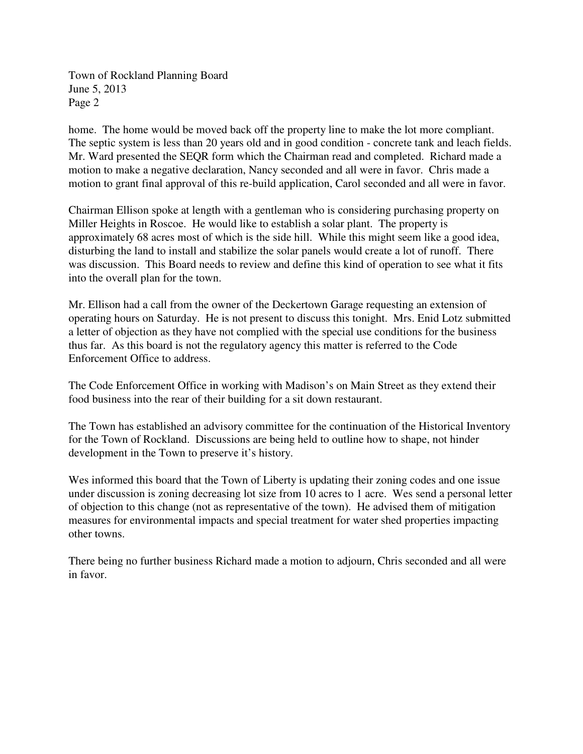home. The home would be moved back off the property line to make the lot more compliant. The septic system is less than 20 years old and in good condition - concrete tank and leach fields. Mr. Ward presented the SEQR form which the Chairman read and completed. Richard made a motion to make a negative declaration, Nancy seconded and all were in favor. Chris made a motion to grant final approval of this re-build application, Carol seconded and all were in favor.

Chairman Ellison spoke at length with a gentleman who is considering purchasing property on Miller Heights in Roscoe. He would like to establish a solar plant. The property is approximately 68 acres most of which is the side hill. While this might seem like a good idea, disturbing the land to install and stabilize the solar panels would create a lot of runoff. There was discussion. This Board needs to review and define this kind of operation to see what it fits into the overall plan for the town.

Mr. Ellison had a call from the owner of the Deckertown Garage requesting an extension of operating hours on Saturday. He is not present to discuss this tonight. Mrs. Enid Lotz submitted a letter of objection as they have not complied with the special use conditions for the business thus far. As this board is not the regulatory agency this matter is referred to the Code Enforcement Office to address.

The Code Enforcement Office in working with Madison's on Main Street as they extend their food business into the rear of their building for a sit down restaurant.

The Town has established an advisory committee for the continuation of the Historical Inventory for the Town of Rockland. Discussions are being held to outline how to shape, not hinder development in the Town to preserve it's history.

Wes informed this board that the Town of Liberty is updating their zoning codes and one issue under discussion is zoning decreasing lot size from 10 acres to 1 acre. Wes send a personal letter of objection to this change (not as representative of the town). He advised them of mitigation measures for environmental impacts and special treatment for water shed properties impacting other towns.

There being no further business Richard made a motion to adjourn, Chris seconded and all were in favor.